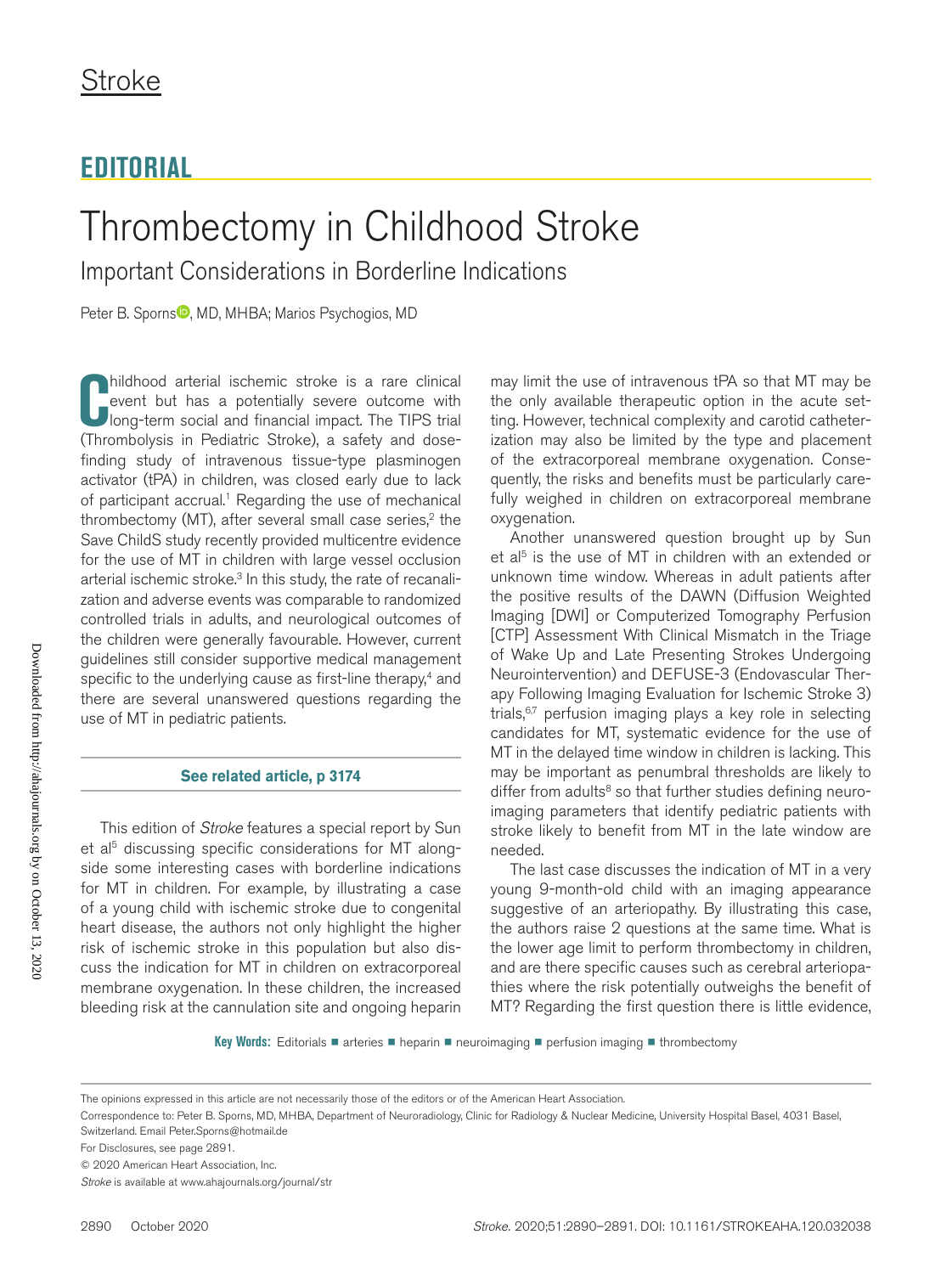# EDITORIAL

# Thrombectomy in Childhood Stroke

## Important Considerations in Borderline Indications

Peter B. Sporns, MD, MHBA; Marios Psychogios, MD

Childhood arterial ischemic stroke is a rare clinical event but has a potentially severe outcome with long-term social and financial impact. The TIPS trial (Thrombolysis in Pediatric Stroke), a safety and dose-finding study of intravenous tissue-type plasminogen activator (tPA) in children, was closed early due to lack of participant accrual.[1] Regarding the use of mechanical thrombectomy (MT), after several small case series,[2] the Save ChildS study recently provided multicentre evidence for the use of MT in children with large vessel occlusion arterial ischemic stroke.[3] In this study, the rate of recanalization and adverse events was comparable to randomized controlled trials in adults, and neurological outcomes of the children were generally favourable. However, current guidelines still consider supportive medical management specific to the underlying cause as first-line therapy,[4] and there are several unanswered questions regarding the use of MT in pediatric patients.

**See related article, p 3174**

This edition of *Stroke* features a special report by Sun et al[5] discussing specific considerations for MT alongside some interesting cases with borderline indications for MT in children. For example, by illustrating a case of a young child with ischemic stroke due to congenital heart disease, the authors not only highlight the higher risk of ischemic stroke in this population but also discuss the indication for MT in children on extracorporeal membrane oxygenation. In these children, the increased bleeding risk at the cannulation site and ongoing heparin may limit the use of intravenous tPA so that MT may be the only available therapeutic option in the acute setting. However, technical complexity and carotid catheterization may also be limited by the type and placement of the extracorporeal membrane oxygenation. Consequently, the risks and benefits must be particularly carefully weighed in children on extracorporeal membrane oxygenation.

Another unanswered question brought up by Sun et al[5] is the use of MT in children with an extended or unknown time window. Whereas in adult patients after the positive results of the DAWN (Diffusion Weighted Imaging [DWI] or Computerized Tomography Perfusion [CTP] Assessment With Clinical Mismatch in the Triage of Wake Up and Late Presenting Strokes Undergoing Neurointervention) and DEFUSE-3 (Endovascular Therapy Following Imaging Evaluation for Ischemic Stroke 3) trials,[6,7] perfusion imaging plays a key role in selecting candidates for MT, systematic evidence for the use of MT in the delayed time window in children is lacking. This may be important as penumbral thresholds are likely to differ from adults[8] so that further studies defining neuroimaging parameters that identify pediatric patients with stroke likely to benefit from MT in the late window are needed.

The last case discusses the indication of MT in a very young 9-month-old child with an imaging appearance suggestive of an arteriopathy. By illustrating this case, the authors raise 2 questions at the same time. What is the lower age limit to perform thrombectomy in children, and are there specific causes such as cerebral arteriopathies where the risk potentially outweighs the benefit of MT? Regarding the first question there is little evidence,

**Key Words:** Editorials ■ arteries ■ heparin ■ neuroimaging ■ perfusion imaging ■ thrombectomy

The opinions expressed in this article are not necessarily those of the editors or of the American Heart Association.

Correspondence to: Peter B. Sporns, MD, MHBA, Department of Neuroradiology, Clinic for Radiology & Nuclear Medicine, University Hospital Basel, 4031 Basel, Switzerland. Email Peter.Sporns@hotmail.de

For Disclosures, see page 2891.

© 2020 American Heart Association, Inc.

*Stroke* is available at www.ahajournals.org/journal/str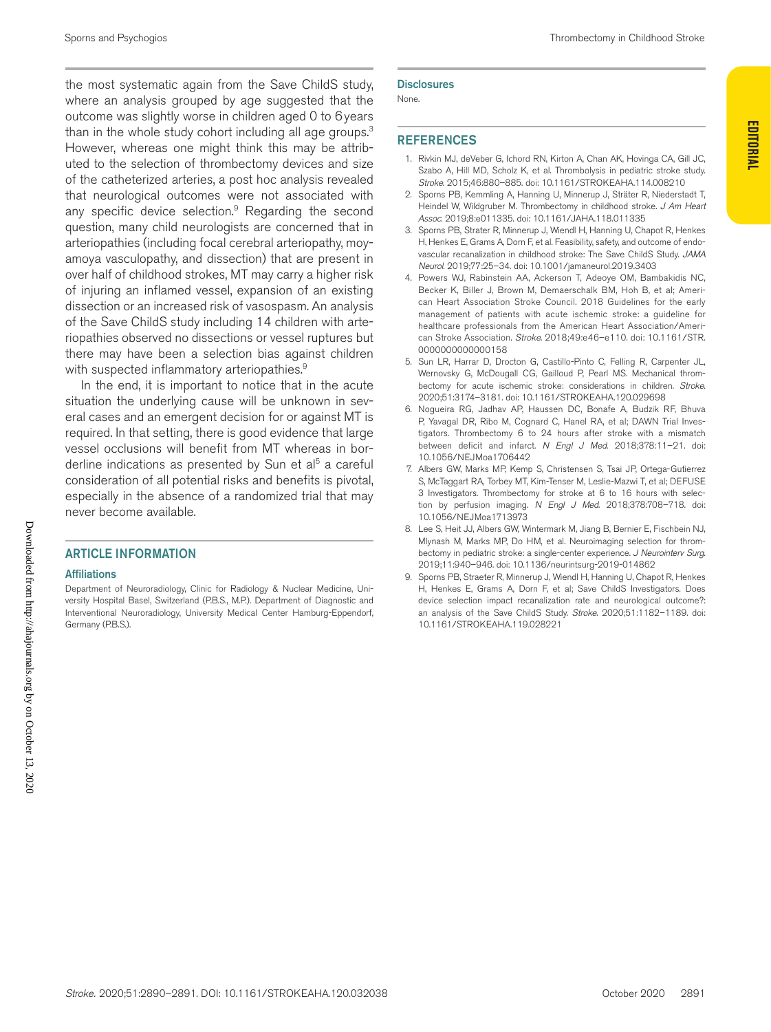the most systematic again from the Save ChildS study, where an analysis grouped by age suggested that the outcome was slightly worse in children aged 0 to 6 years than in the whole study cohort including all age groups.[3] However, whereas one might think this may be attributed to the selection of thrombectomy devices and size of the catheterized arteries, a post hoc analysis revealed that neurological outcomes were not associated with any specific device selection.[9] Regarding the second question, many child neurologists are concerned that in arteriopathies (including focal cerebral arteriopathy, moyamoya vasculopathy, and dissection) that are present in over half of childhood strokes, MT may carry a higher risk of injuring an inflamed vessel, expansion of an existing dissection or an increased risk of vasospasm. An analysis of the Save ChildS study including 14 children with arteriopathies observed no dissections or vessel ruptures but there may have been a selection bias against children with suspected inflammatory arteriopathies.[9]

In the end, it is important to notice that in the acute situation the underlying cause will be unknown in several cases and an emergent decision for or against MT is required. In that setting, there is good evidence that large vessel occlusions will benefit from MT whereas in borderline indications as presented by Sun et al[5] a careful consideration of all potential risks and benefits is pivotal, especially in the absence of a randomized trial that may never become available.

## ARTICLE INFORMATION

### Affiliations

Department of Neuroradiology, Clinic for Radiology & Nuclear Medicine, University Hospital Basel, Switzerland (P.B.S., M.P.). Department of Diagnostic and Interventional Neuroradiology, University Medical Center Hamburg-Eppendorf, Germany (P.B.S.).

### Disclosures

None.

## REFERENCES

1. Rivkin MJ, deVeber G, Ichord RN, Kirton A, Chan AK, Hovinga CA, Gill JC, Szabo A, Hill MD, Scholz K, et al. Thrombolysis in pediatric stroke study. *Stroke*. 2015;46:880–885. doi: 10.1161/STROKEAHA.114.008210
2. Sporns PB, Kemmling A, Hanning U, Minnerup J, Sträter R, Niederstadt T, Heindel W, Wildgruber M. Thrombectomy in childhood stroke. *J Am Heart Assoc*. 2019;8:e011335. doi: 10.1161/JAHA.118.011335
3. Sporns PB, Strater R, Minnerup J, Wiendl H, Hanning U, Chapot R, Henkes H, Henkes E, Grams A, Dorn F, et al. Feasibility, safety, and outcome of endovascular recanalization in childhood stroke: The Save ChildS Study. *JAMA Neurol*. 2019;77:25–34. doi: 10.1001/jamaneurol.2019.3403
4. Powers WJ, Rabinstein AA, Ackerson T, Adeoye OM, Bambakidis NC, Becker K, Biller J, Brown M, Demaerschalk BM, Hoh B, et al; American Heart Association Stroke Council. 2018 Guidelines for the early management of patients with acute ischemic stroke: a guideline for healthcare professionals from the American Heart Association/American Stroke Association. *Stroke*. 2018;49:e46–e110. doi: 10.1161/STR.0000000000000158
5. Sun LR, Harrar D, Drocton G, Castillo-Pinto C, Felling R, Carpenter JL, Wernovsky G, McDougall CG, Gailloud P, Pearl MS. Mechanical thrombectomy for acute ischemic stroke: considerations in children. *Stroke*. 2020;51:3174–3181. doi: 10.1161/STROKEAHA.120.029698
6. Nogueira RG, Jadhav AP, Haussen DC, Bonafe A, Budzik RF, Bhuva P, Yavagal DR, Ribo M, Cognard C, Hanel RA, et al; DAWN Trial Investigators. Thrombectomy 6 to 24 hours after stroke with a mismatch between deficit and infarct. *N Engl J Med*. 2018;378:11–21. doi: 10.1056/NEJMoa1706442
7. Albers GW, Marks MP, Kemp S, Christensen S, Tsai JP, Ortega-Gutierrez S, McTaggart RA, Torbey MT, Kim-Tenser M, Leslie-Mazwi T, et al; DEFUSE 3 Investigators. Thrombectomy for stroke at 6 to 16 hours with selection by perfusion imaging. *N Engl J Med*. 2018;378:708–718. doi: 10.1056/NEJMoa1713973
8. Lee S, Heit JJ, Albers GW, Wintermark M, Jiang B, Bernier E, Fischbein NJ, Mlynash M, Marks MP, Do HM, et al. Neuroimaging selection for thrombectomy in pediatric stroke: a single-center experience. *J Neurointerv Surg*. 2019;11:940–946. doi: 10.1136/neurintsurg-2019-014862
9. Sporns PB, Straeter R, Minnerup J, Wiendl H, Hanning U, Chapot R, Henkes H, Henkes E, Grams A, Dorn F, et al; Save ChildS Investigators. Does device selection impact recanalization rate and neurological outcome?: an analysis of the Save ChildS Study. *Stroke*. 2020;51:1182–1189. doi: 10.1161/STROKEAHA.119.028221